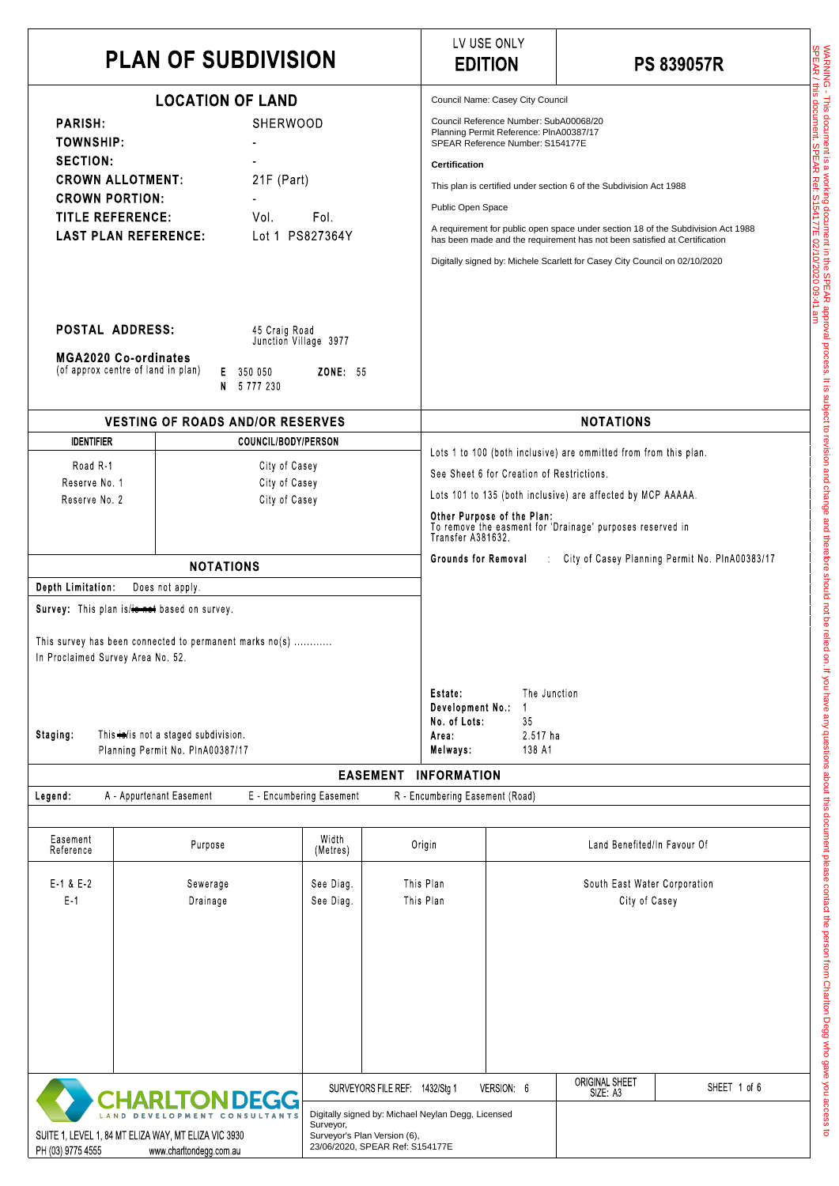# PLAN OF SUBDIVISION

LV USE ONLY

**EDITION**

**PS 839057R**

## LOCATION OF LAND

| | |
|---|---|
| **PARISH:** | SHERWOOD |
| **TOWNSHIP:** | - |
| **SECTION:** | - |
| **CROWN ALLOTMENT:** | 21F (Part) |
| **CROWN PORTION:** | - |
| **TITLE REFERENCE:** | Vol. Fol. |
| **LAST PLAN REFERENCE:** | Lot 1 PS827364Y |

**POSTAL ADDRESS:** 45 Craig Road Junction Village 3977

**MGA2020 Co-ordinates** (of approx centre of land in plan) **E** 350 050 **N** 5 777 230 **ZONE:** 55

Council Name: Casey City Council

Council Reference Number: SubA00068/20
Planning Permit Reference: PlnA00387/17
SPEAR Reference Number: S154177E

**Certification**

This plan is certified under section 6 of the Subdivision Act 1988

Public Open Space

A requirement for public open space under section 18 of the Subdivision Act 1988 has been made and the requirement has not been satisfied at Certification

Digitally signed by: Michele Scarlett for Casey City Council on 02/10/2020

## VESTING OF ROADS AND/OR RESERVES

| IDENTIFIER | COUNCIL/BODY/PERSON |
|---|---|
| Road R-1 | City of Casey |
| Reserve No. 1 | City of Casey |
| Reserve No. 2 | City of Casey |

## NOTATIONS

Lots 1 to 100 (both inclusive) are ommitted from from this plan.

See Sheet 6 for Creation of Restrictions.

Lots 101 to 135 (both inclusive) are affected by MCP AAAAA.

**Other Purpose of the Plan:**
To remove the easment for 'Drainage' purposes reserved in Transfer A381632.

**Grounds for Removal** : City of Casey Planning Permit No. PlnA00383/17

## NOTATIONS

**Depth Limitation:** Does not apply.

**Survey:** This plan is/~~is not~~ based on survey.

This survey has been connected to permanent marks no(s) ............
In Proclaimed Survey Area No. 52.

**Staging:** This ~~is~~/is not a staged subdivision.
Planning Permit No. PlnA00387/17

| | |
|---|---|
| **Estate:** | The Junction |
| **Development No.:** | 1 |
| **No. of Lots:** | 35 |
| **Area:** | 2.517 ha |
| **Melways:** | 138 A1 |

## EASEMENT INFORMATION

**Legend:** A - Appurtenant Easement E - Encumbering Easement R - Encumbering Easement (Road)

| Easement Reference | Purpose | Width (Metres) | Origin | Land Benefited/In Favour Of |
|---|---|---|---|---|
| E-1 & E-2 | Sewerage | See Diag. | This Plan | South East Water Corporation |
| E-1 | Drainage | See Diag. | This Plan | City of Casey |

CHARLTON DEGG LAND DEVELOPMENT CONSULTANTS
SUITE 1, LEVEL 1, 84 MT ELIZA WAY, MT ELIZA VIC 3930
PH (03) 9775 4555 www.charltondegg.com.au

SURVEYORS FILE REF: 1432/Stg 1 VERSION: 6 ORIGINAL SHEET SIZE: A3

Digitally signed by: Michael Neylan Degg, Licensed Surveyor,
Surveyor's Plan Version (6),
23/06/2020, SPEAR Ref: S154177E

WARNING - This document is a working document in the SPEAR approval process. It is subject to revision and change and therefore should not be relied on. If you have any questions about this document please contact the person from Charlton Degg who gave you access to SPEAR / this document. SPEAR Ref: S154177E 02/10/2020 09:41 am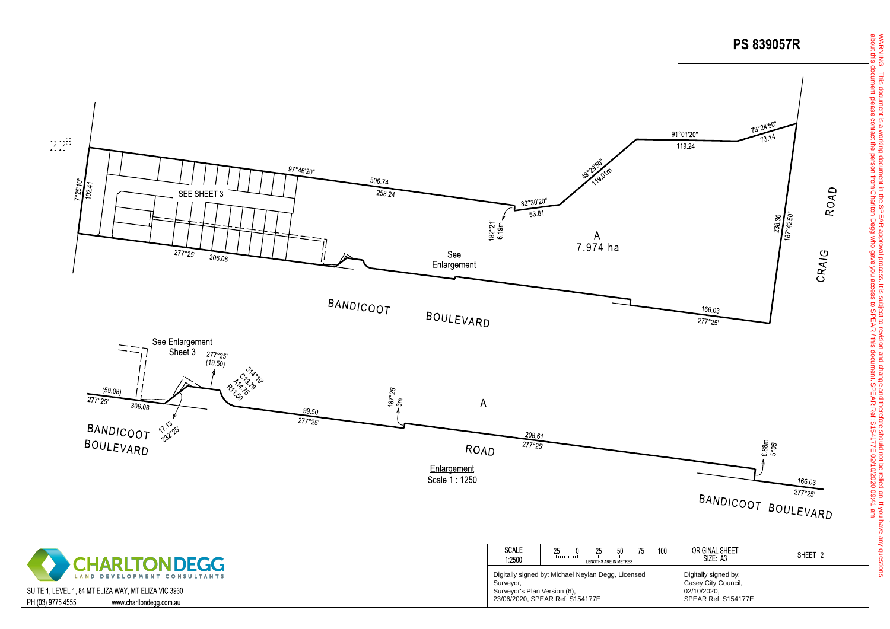# PS 839057R

SEE SHEET 3

97°46'20"

506.74

258.24

82°30'20"

53.81

49°29'50"

119.01m

91°01'20"

119.24

73°24'50"

73.14

238.30

187°42'50"

7°25'10"

102.41

182°21'

6.19m

A

7.974 ha

277°25'

306.08

See Enlargement

166.03

277°25'

BANDICOOT BOULEVARD

CRAIG ROAD

See Enlargement Sheet 3

277°25'

(19.50)

314°10'

C13.76

A14.75

R11.50

(59.08)

277°25'

306.08

17.13

232°25'

99.50

277°25'

187°25'

3m

A

208.61

277°25'

6.88m

5°05'

166.03

277°25'

BANDICOOT BOULEVARD

ROAD

BANDICOOT BOULEVARD

Enlargement

Scale 1 : 1250

**CHARLTON DEGG** LAND DEVELOPMENT CONSULTANTS

SUITE 1, LEVEL 1, 84 MT ELIZA WAY, MT ELIZA VIC 3930

PH (03) 9775 4555 www.charltondegg.com.au

| SCALE 1:2500 | 25 0 25 50 75 100 LENGTHS ARE IN METRES | ORIGINAL SHEET SIZE: A3 | SHEET 2 |
|---|---|---|---|

Digitally signed by: Michael Neylan Degg, Licensed Surveyor, Surveyor's Plan Version (6), 23/06/2020, SPEAR Ref: S154177E

Digitally signed by: Casey City Council, 02/10/2020, SPEAR Ref: S154177E

WARNING - This document is a working document in the SPEAR approval process. It is subject to revision and change and therefore should not be relied on. If you have any questions about this document please contact the person from Charlton Degg who gave you access to SPEAR / this document. SPEAR Ref: S154177E 02/10/2020 09:41 am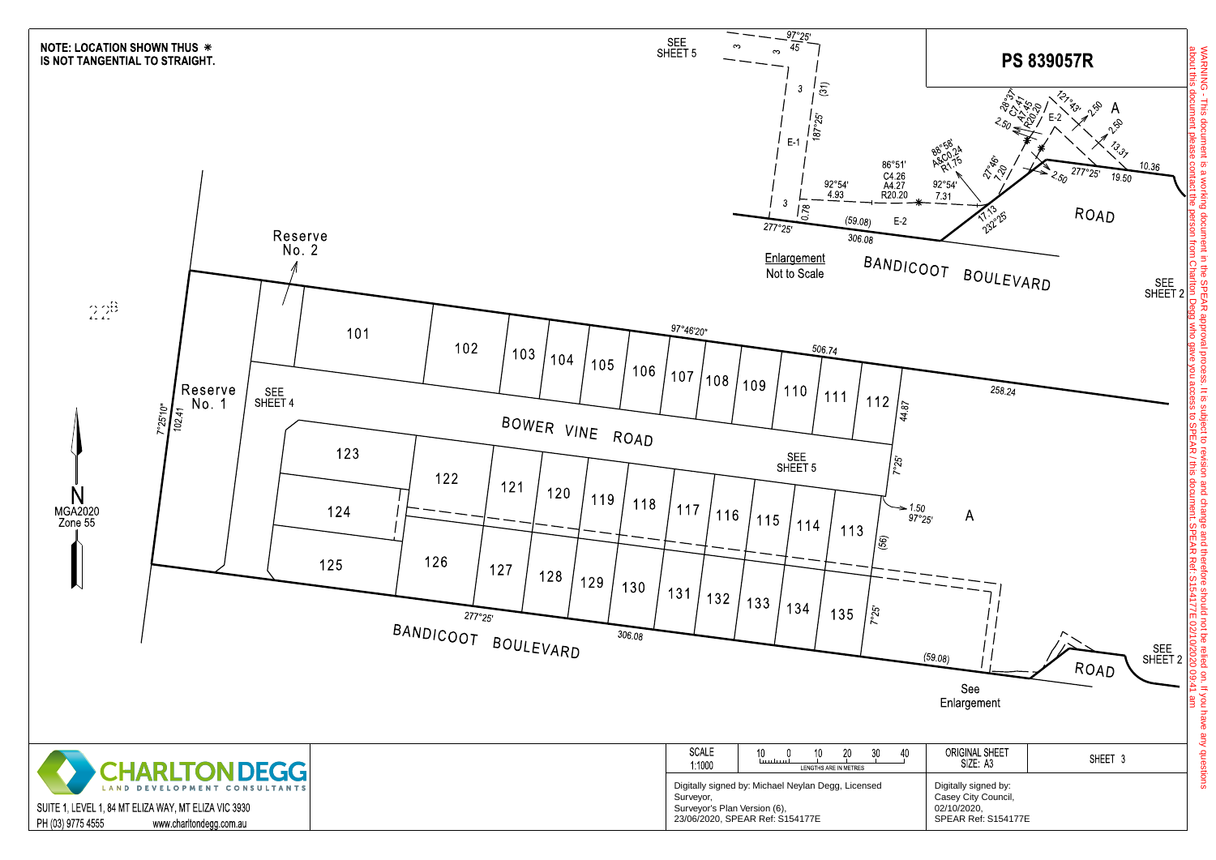# PS 839057R

**NOTE: LOCATION SHOWN THUS ✳ IS NOT TANGENTIAL TO STRAIGHT.**

SEE SHEET 5

Enlargement
Not to Scale

97°25' 45
3
3
(31)
187°25'
E-1
3
0.78
92°54' 4.93
86°51' C4.26 A4.27 R20.20
E-2
(59.08)
277°25'
306.08
88°58' A&C0.24 R1.75
92°54' 7.31
27°46' 7.20
17.13 232°25'
28°37' C7.41 A7.45 R20.20
2.50
E-2
121°43' 2.50
A
2.50
13.31
2.50
277°25' 19.50
10.36
ROAD
BANDICOOT BOULEVARD

SEE SHEET 2

Reserve No. 2

Reserve No. 1

7°25'10" 102.41

SEE SHEET 4

101 102 103 104 105 106 107 108 109 110 111 112

97°46'20" 506.74

258.24

44.87

BOWER VINE ROAD

SEE SHEET 5

7°25'

1.50 97°25'

A

123 122 121 120 119 118 117 116 115 114 113

124

(56)

125 126 127 128 129 130 131 132 133 134 135

7°25'

277°25'

306.08

BANDICOOT BOULEVARD

(59.08)

ROAD

SEE SHEET 2

See Enlargement

N
MGA2020
Zone 55

CHARLTON DEGG
LAND DEVELOPMENT CONSULTANTS
SUITE 1, LEVEL 1, 84 MT ELIZA WAY, MT ELIZA VIC 3930
PH (03) 9775 4555 www.charltondegg.com.au

| SCALE 1:1000 | 10 0 10 20 30 40 LENGTHS ARE IN METRES | ORIGINAL SHEET SIZE: A3 | SHEET 3 |
|---|---|---|---|
| Digitally signed by: Michael Neylan Degg, Licensed Surveyor, Surveyor's Plan Version (6), 23/06/2020, SPEAR Ref: S154177E | | Digitally signed by: Casey City Council, 02/10/2020, SPEAR Ref: S154177E | |

WARNING - This document is a working document in the SPEAR approval process. It is subject to revision and change and therefore should not be relied on. If you have any questions about this document please contact the person from Charlton Degg who gave you access to SPEAR / this document. SPEAR Ref: S154177E 02/10/2020 09:41 am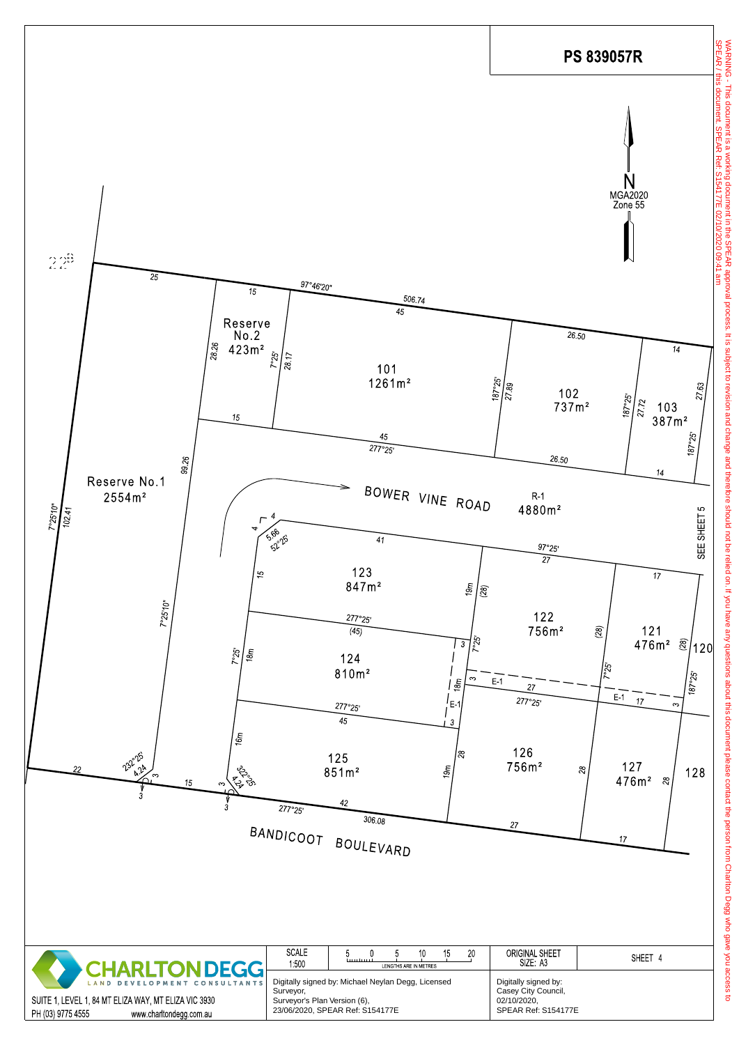# PS 839057R

N
MGA2020
Zone 55

Reserve No.2
423m²

101
1261m²

102
737m²

103
387m²

Reserve No.1
2554m²

BOWER VINE ROAD

R-1
4880m²

SEE SHEET 5

123
847m²

122
756m²

121
476m²

120

124
810m²

125
851m²

126
756m²

127
476m²

128

BANDICOOT BOULEVARD

Bearings and distances: 97°46'20" 506.74; 25; 15; 45; 26.50; 14; 28.26; 7°25' 28.17; 187°25' 27.89; 187°25' 27.72; 27.63; 187°25'; 15; 45 277°25'; 26.50; 14; 99.26; 7°25'10" 102.41; 4; 5.66 52°25'; 41; 97°25' 27; 17; 15; 19m (28); 277°25' (45); (28); (28); 7°25'10"; 3; 7°25'; 7°25' 18m; 18m; 3; E-1; 27 277°25'; E-1 17; 3; 187°25'; E-1; 277°25' 45; 3; 16m; 28; 19m; 28; 28; 232°25' 4.24; 3; 3; 22; 15; 322°25' 4.24; 3; 3; 277°25'; 42 306.08; 27; 17

| CHARLTON DEGG LAND DEVELOPMENT CONSULTANTS | SCALE 1:500 | 5 0 5 10 15 20 LENGTHS ARE IN METRES | ORIGINAL SHEET SIZE: A3 | SHEET 4 |
|---|---|---|---|---|
| SUITE 1, LEVEL 1, 84 MT ELIZA WAY, MT ELIZA VIC 3930 PH (03) 9775 4555 www.charltondegg.com.au | Digitally signed by: Michael Neylan Degg, Licensed Surveyor, Surveyor's Plan Version (6), 23/06/2020, SPEAR Ref: S154177E | | Digitally signed by: Casey City Council, 02/10/2020, SPEAR Ref: S154177E | |

WARNING - This document is a working document in the SPEAR approval process. It is subject to revision and change and therefore should not be relied on. If you have any questions about this document please contact the person from Charlton Degg who gave you access to SPEAR / this document. SPEAR Ref: S154177E 02/10/2020 09:41 am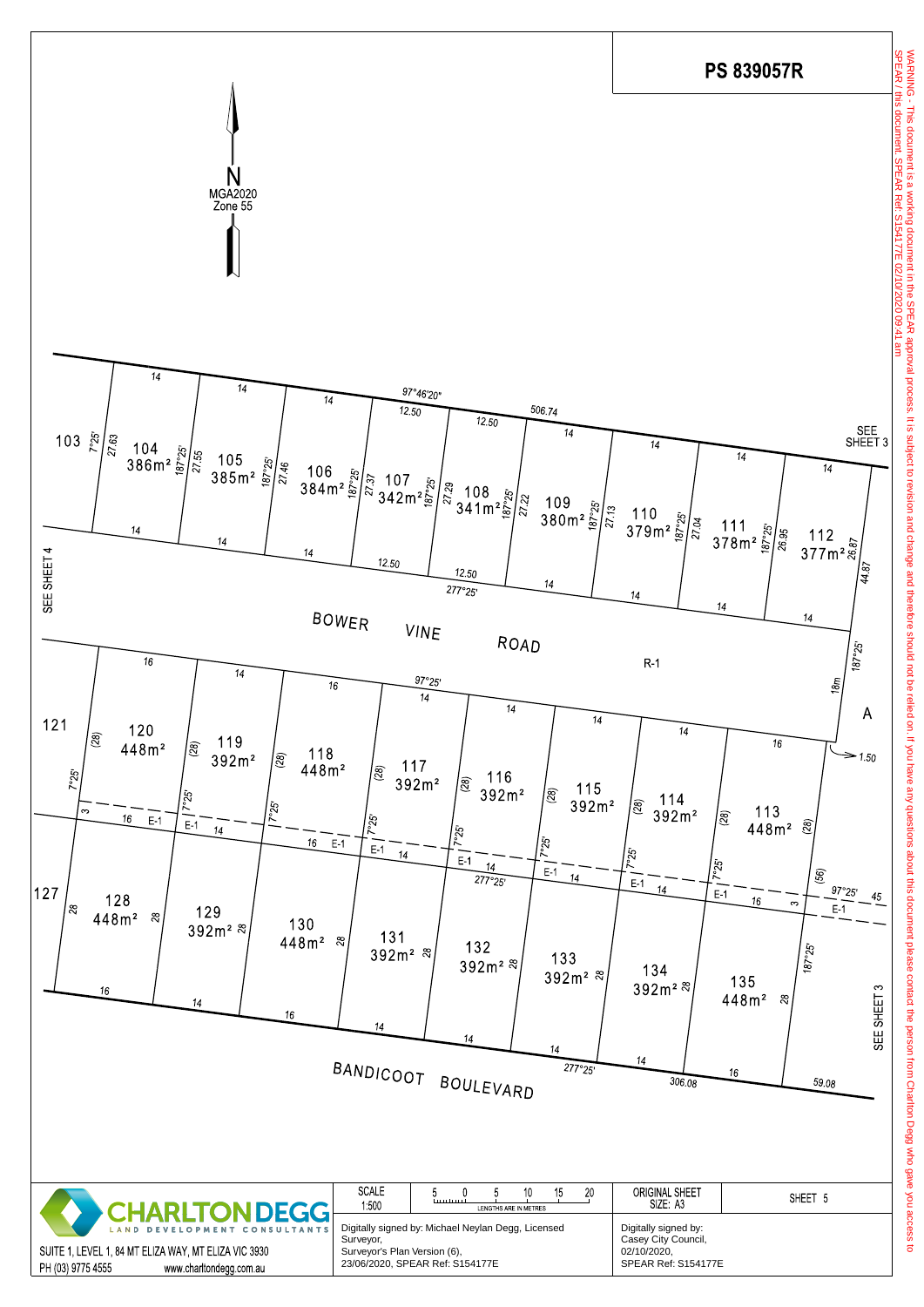# PS 839057R

N
MGA2020
Zone 55

SEE SHEET 4

SEE SHEET 3

BOWER VINE ROAD

R-1

BANDICOOT BOULEVARD

SEE SHEET 3

97°46'20" — 506.74

103 | 104 386m² | 105 385m² | 106 384m² | 107 342m² | 108 341m² | 109 380m² | 110 379m² | 111 378m² | 112 377m²

14 | 14 | 14 | 12.50 | 12.50 | 14 | 14 | 14 | 14

7°25' 27.63 | 187°25' 27.55 | 187°25' 27.46 | 187°25' 27.37 | 187°25' 27.29 | 187°25' 27.22 | 187°25' 27.13 | 187°25' 27.04 | 187°25' 26.95 | 26.87 | 44.87

277°25'

187°25' 18m

A

1.50

97°25'

121 | 120 448m² | 119 392m² | 118 448m² | 117 392m² | 116 392m² | 115 392m² | 114 392m² | 113 448m²

16 | 14 | 16 | 14 | 14 | 14 | 14 | 16

(28) | (28) | (28) | (28) | (28) | (28) | (28) | (28) | (28) | (56)

7°25' 3 E-1 | E-1 | E-1 | E-1 | E-1 | E-1 | E-1 | E-1 | E-1

97°25' 45 3 E-1

277°25'

127 | 128 448m² | 129 392m² | 130 448m² | 131 392m² | 132 392m² | 133 392m² | 134 392m² | 135 448m²

28 | 28 | 28 | 28 | 28 | 28 | 28 | 28 | 28

187°25'

16 | 14 | 16 | 14 | 14 | 14 | 14 | 16 | 59.08

277°25' 306.08

CHARLTON DEGG
LAND DEVELOPMENT CONSULTANTS
SUITE 1, LEVEL 1, 84 MT ELIZA WAY, MT ELIZA VIC 3930
PH (03) 9775 4555 www.charltondegg.com.au

| SCALE 1:500 | 5 0 5 10 15 20 LENGTHS ARE IN METRES | ORIGINAL SHEET SIZE: A3 | SHEET 5 |
|---|---|---|---|

Digitally signed by: Michael Neylan Degg, Licensed Surveyor,
Surveyor's Plan Version (6),
23/06/2020, SPEAR Ref: S154177E

Digitally signed by:
Casey City Council,
02/10/2020,
SPEAR Ref: S154177E

WARNING - This document is a working document in the SPEAR approval process. It is subject to revision and change and therefore should not be relied on. If you have any questions about this document please contact the person from Charlton Degg who gave you access to SPEAR / this document. SPEAR Ref: S154177E 02/10/2020 09:41 am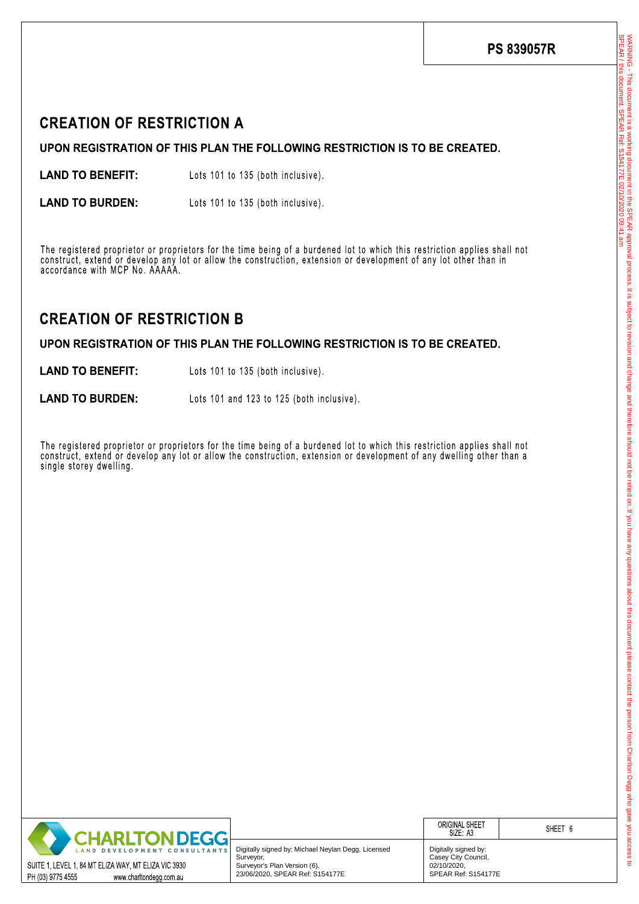**PS 839057R**

## CREATION OF RESTRICTION A

### UPON REGISTRATION OF THIS PLAN THE FOLLOWING RESTRICTION IS TO BE CREATED.

**LAND TO BENEFIT:** Lots 101 to 135 (both inclusive).

**LAND TO BURDEN:** Lots 101 to 135 (both inclusive).

The registered proprietor or proprietors for the time being of a burdened lot to which this restriction applies shall not construct, extend or develop any lot or allow the construction, extension or development of any lot other than in accordance with MCP No. AAAAA.

## CREATION OF RESTRICTION B

### UPON REGISTRATION OF THIS PLAN THE FOLLOWING RESTRICTION IS TO BE CREATED.

**LAND TO BENEFIT:** Lots 101 to 135 (both inclusive).

**LAND TO BURDEN:** Lots 101 and 123 to 125 (both inclusive).

The registered proprietor or proprietors for the time being of a burdened lot to which this restriction applies shall not construct, extend or develop any lot or allow the construction, extension or development of any dwelling other than a single storey dwelling.

| | | | |
|---|---|---|---|
| CHARLTON DEGG LAND DEVELOPMENT CONSULTANTS<br>SUITE 1, LEVEL 1, 84 MT ELIZA WAY, MT ELIZA VIC 3930<br>PH (03) 9775 4555 www.charltondegg.com.au | Digitally signed by: Michael Neylan Degg, Licensed Surveyor,<br>Surveyor's Plan Version (6),<br>23/06/2020, SPEAR Ref: S154177E | ORIGINAL SHEET SIZE: A3<br>Digitally signed by: Casey City Council, 02/10/2020, SPEAR Ref: S154177E | SHEET 6 |

WARNING - This document is a working document in the SPEAR approval process. It is subject to revision and change and therefore should not be relied on. If you have any questions about this document please contact the person from Charlton Degg who gave you access to SPEAR / this document. SPEAR Ref: S154177E 02/10/2020 09:41 am